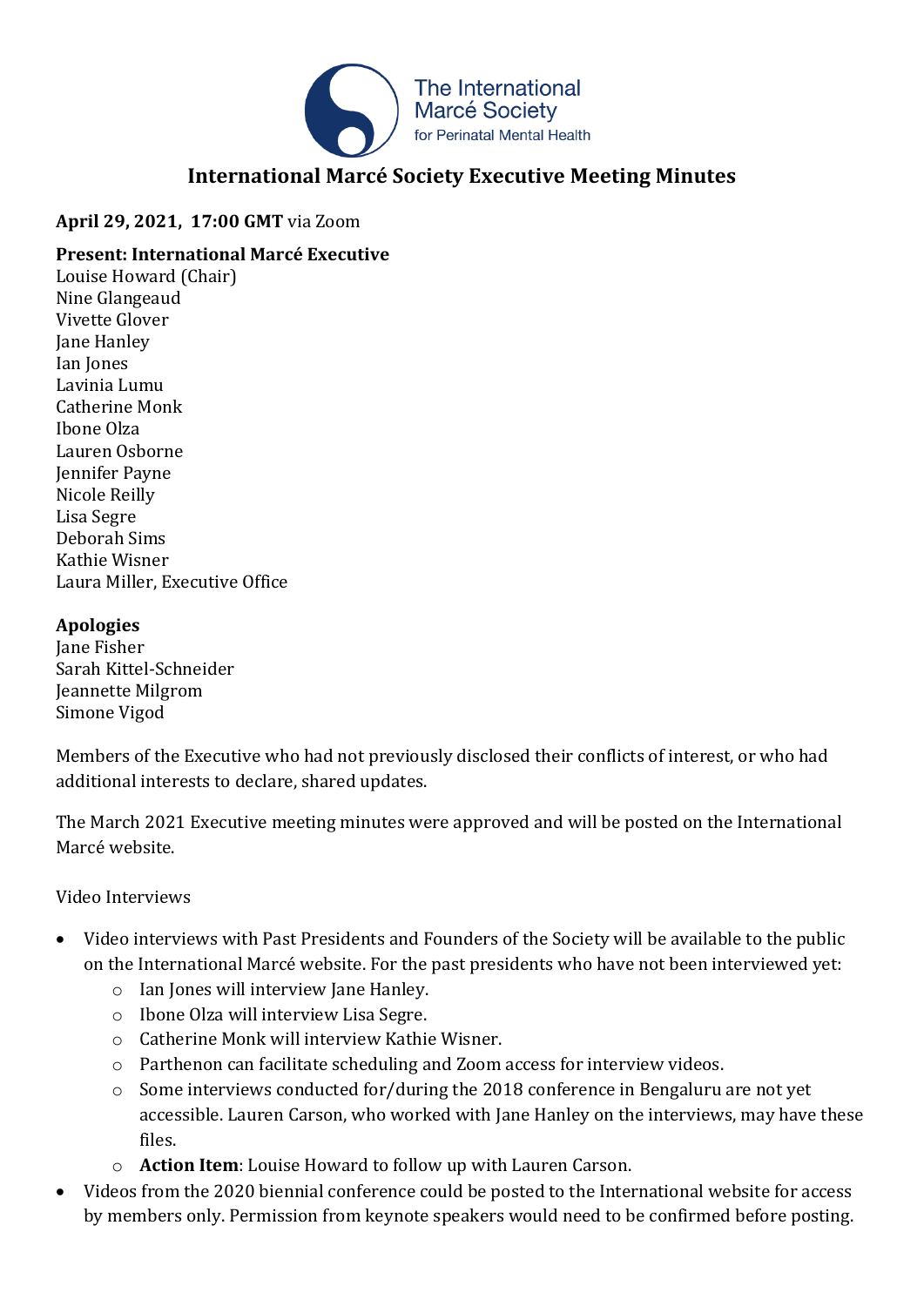# International Marcé Society Executive Meeting Minutes

**April 29, 2021, 17:00 GMT** via Zoom

**Present: International Marcé Executive**
Louise Howard (Chair)
Nine Glangeaud
Vivette Glover
Jane Hanley
Ian Jones
Lavinia Lumu
Catherine Monk
Ibone Olza
Lauren Osborne
Jennifer Payne
Nicole Reilly
Lisa Segre
Deborah Sims
Kathie Wisner
Laura Miller, Executive Office

**Apologies**
Jane Fisher
Sarah Kittel-Schneider
Jeannette Milgrom
Simone Vigod

Members of the Executive who had not previously disclosed their conflicts of interest, or who had additional interests to declare, shared updates.

The March 2021 Executive meeting minutes were approved and will be posted on the International Marcé website.

Video Interviews

- Video interviews with Past Presidents and Founders of the Society will be available to the public on the International Marcé website. For the past presidents who have not been interviewed yet:
  - Ian Jones will interview Jane Hanley.
  - Ibone Olza will interview Lisa Segre.
  - Catherine Monk will interview Kathie Wisner.
  - Parthenon can facilitate scheduling and Zoom access for interview videos.
  - Some interviews conducted for/during the 2018 conference in Bengaluru are not yet accessible. Lauren Carson, who worked with Jane Hanley on the interviews, may have these files.
  - **Action Item**: Louise Howard to follow up with Lauren Carson.
- Videos from the 2020 biennial conference could be posted to the International website for access by members only. Permission from keynote speakers would need to be confirmed before posting.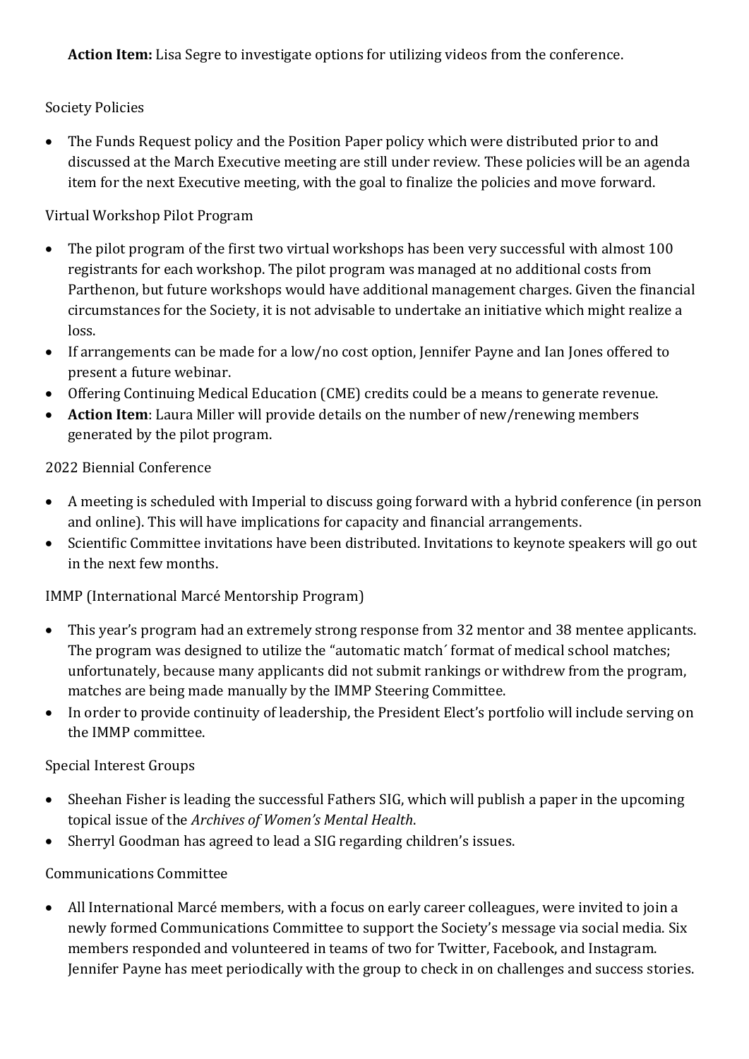**Action Item:** Lisa Segre to investigate options for utilizing videos from the conference.

Society Policies

- The Funds Request policy and the Position Paper policy which were distributed prior to and discussed at the March Executive meeting are still under review. These policies will be an agenda item for the next Executive meeting, with the goal to finalize the policies and move forward.

Virtual Workshop Pilot Program

- The pilot program of the first two virtual workshops has been very successful with almost 100 registrants for each workshop. The pilot program was managed at no additional costs from Parthenon, but future workshops would have additional management charges. Given the financial circumstances for the Society, it is not advisable to undertake an initiative which might realize a loss.
- If arrangements can be made for a low/no cost option, Jennifer Payne and Ian Jones offered to present a future webinar.
- Offering Continuing Medical Education (CME) credits could be a means to generate revenue.
- **Action Item**: Laura Miller will provide details on the number of new/renewing members generated by the pilot program.

2022 Biennial Conference

- A meeting is scheduled with Imperial to discuss going forward with a hybrid conference (in person and online). This will have implications for capacity and financial arrangements.
- Scientific Committee invitations have been distributed. Invitations to keynote speakers will go out in the next few months.

IMMP (International Marcé Mentorship Program)

- This year's program had an extremely strong response from 32 mentor and 38 mentee applicants. The program was designed to utilize the "automatic match´ format of medical school matches; unfortunately, because many applicants did not submit rankings or withdrew from the program, matches are being made manually by the IMMP Steering Committee.
- In order to provide continuity of leadership, the President Elect's portfolio will include serving on the IMMP committee.

Special Interest Groups

- Sheehan Fisher is leading the successful Fathers SIG, which will publish a paper in the upcoming topical issue of the *Archives of Women's Mental Health*.
- Sherryl Goodman has agreed to lead a SIG regarding children's issues.

Communications Committee

- All International Marcé members, with a focus on early career colleagues, were invited to join a newly formed Communications Committee to support the Society's message via social media. Six members responded and volunteered in teams of two for Twitter, Facebook, and Instagram. Jennifer Payne has meet periodically with the group to check in on challenges and success stories.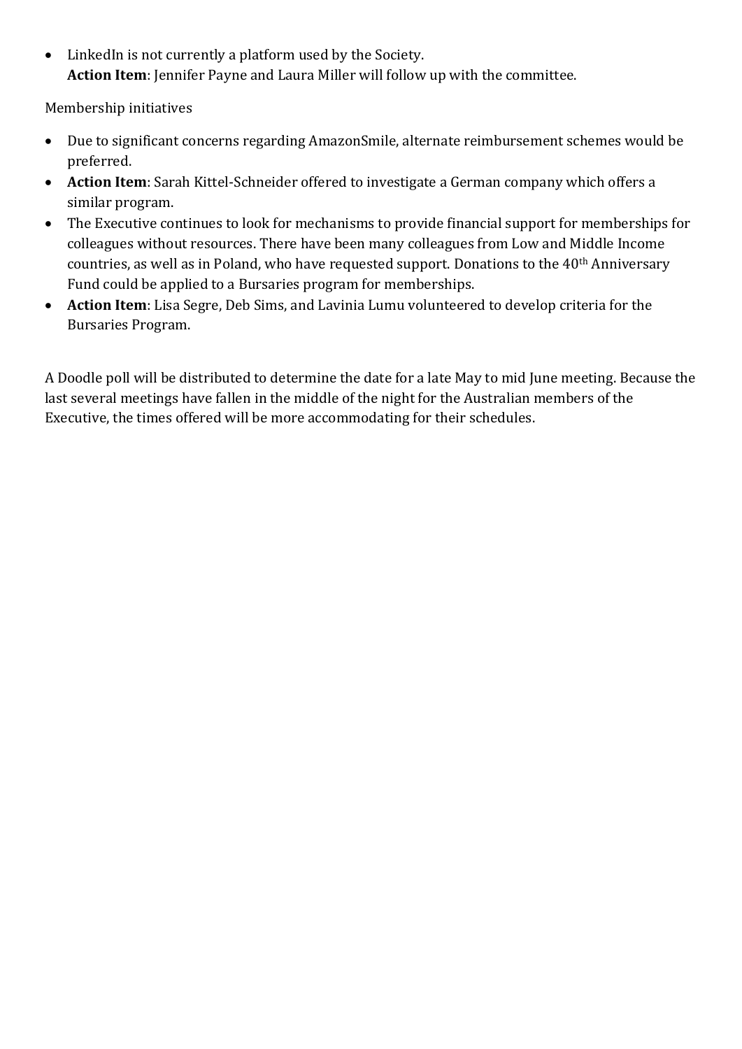- LinkedIn is not currently a platform used by the Society.
  **Action Item**: Jennifer Payne and Laura Miller will follow up with the committee.

Membership initiatives

- Due to significant concerns regarding AmazonSmile, alternate reimbursement schemes would be preferred.
- **Action Item**: Sarah Kittel-Schneider offered to investigate a German company which offers a similar program.
- The Executive continues to look for mechanisms to provide financial support for memberships for colleagues without resources. There have been many colleagues from Low and Middle Income countries, as well as in Poland, who have requested support. Donations to the 40th Anniversary Fund could be applied to a Bursaries program for memberships.
- **Action Item**: Lisa Segre, Deb Sims, and Lavinia Lumu volunteered to develop criteria for the Bursaries Program.

A Doodle poll will be distributed to determine the date for a late May to mid June meeting. Because the last several meetings have fallen in the middle of the night for the Australian members of the Executive, the times offered will be more accommodating for their schedules.